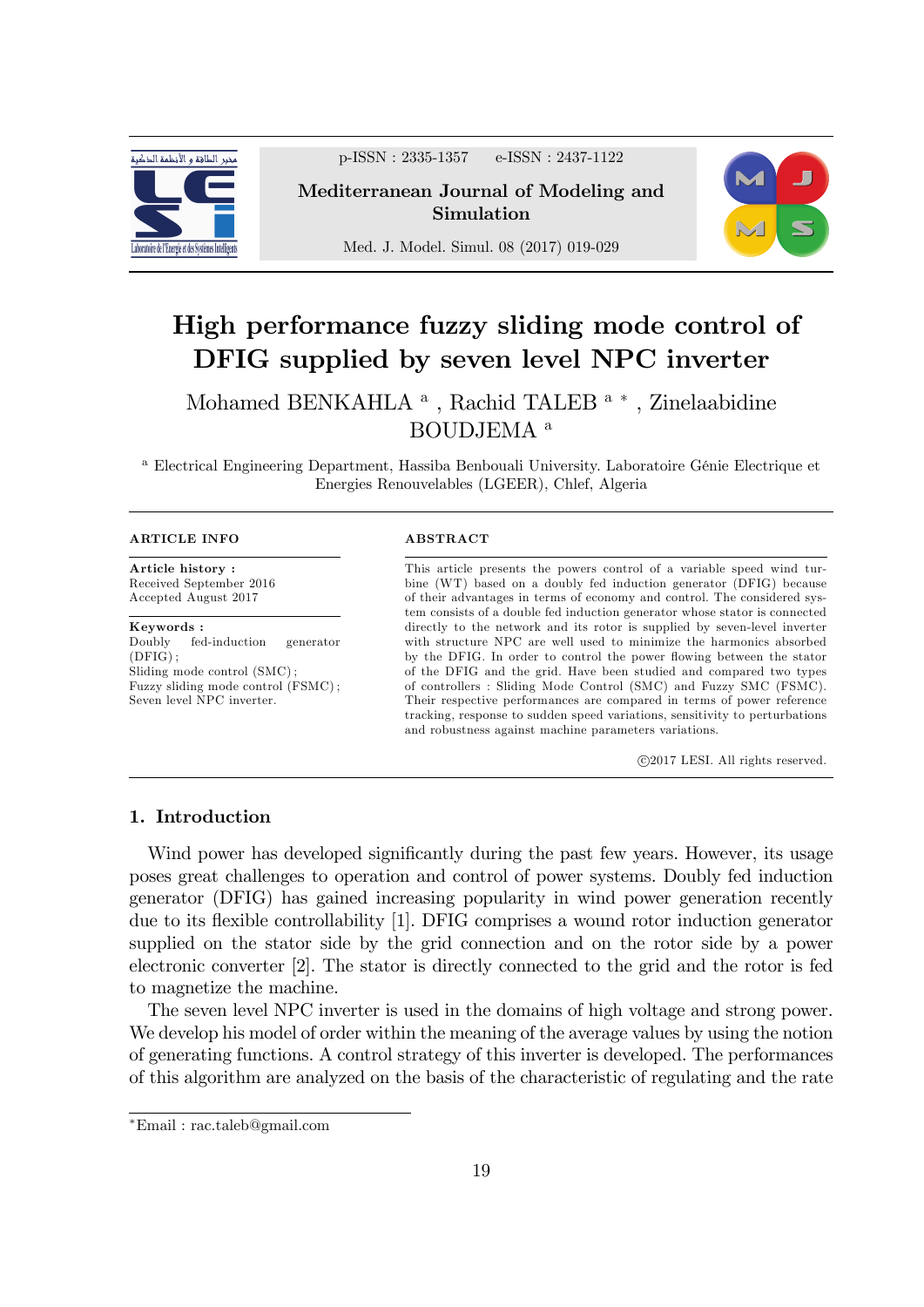# High performance fuzzy sliding mode control of DFIG supplied by seven level NPC inverter

Mohamed BENKAHLA [a], Rachid TALEB [a] [*], Zinelaabidine BOUDJEMA [a]

[a] Electrical Engineering Department, Hassiba Benbouali University. Laboratoire Génie Electrique et Energies Renouvelables (LGEER), Chlef, Algeria

**ARTICLE INFO**

**Article history :**
Received September 2016
Accepted August 2017

**Keywords :**
Doubly fed-induction generator (DFIG) ;
Sliding mode control (SMC) ;
Fuzzy sliding mode control (FSMC) ;
Seven level NPC inverter.

**ABSTRACT**

This article presents the powers control of a variable speed wind turbine (WT) based on a doubly fed induction generator (DFIG) because of their advantages in terms of economy and control. The considered system consists of a double fed induction generator whose stator is connected directly to the network and its rotor is supplied by seven-level inverter with structure NPC are well used to minimize the harmonics absorbed by the DFIG. In order to control the power flowing between the stator of the DFIG and the grid. Have been studied and compared two types of controllers : Sliding Mode Control (SMC) and Fuzzy SMC (FSMC). Their respective performances are compared in terms of power reference tracking, response to sudden speed variations, sensitivity to perturbations and robustness against machine parameters variations.

©2017 LESI. All rights reserved.

## 1. Introduction

Wind power has developed significantly during the past few years. However, its usage poses great challenges to operation and control of power systems. Doubly fed induction generator (DFIG) has gained increasing popularity in wind power generation recently due to its flexible controllability [1]. DFIG comprises a wound rotor induction generator supplied on the stator side by the grid connection and on the rotor side by a power electronic converter [2]. The stator is directly connected to the grid and the rotor is fed to magnetize the machine.

The seven level NPC inverter is used in the domains of high voltage and strong power. We develop his model of order within the meaning of the average values by using the notion of generating functions. A control strategy of this inverter is developed. The performances of this algorithm are analyzed on the basis of the characteristic of regulating and the rate

[*] Email : rac.taleb@gmail.com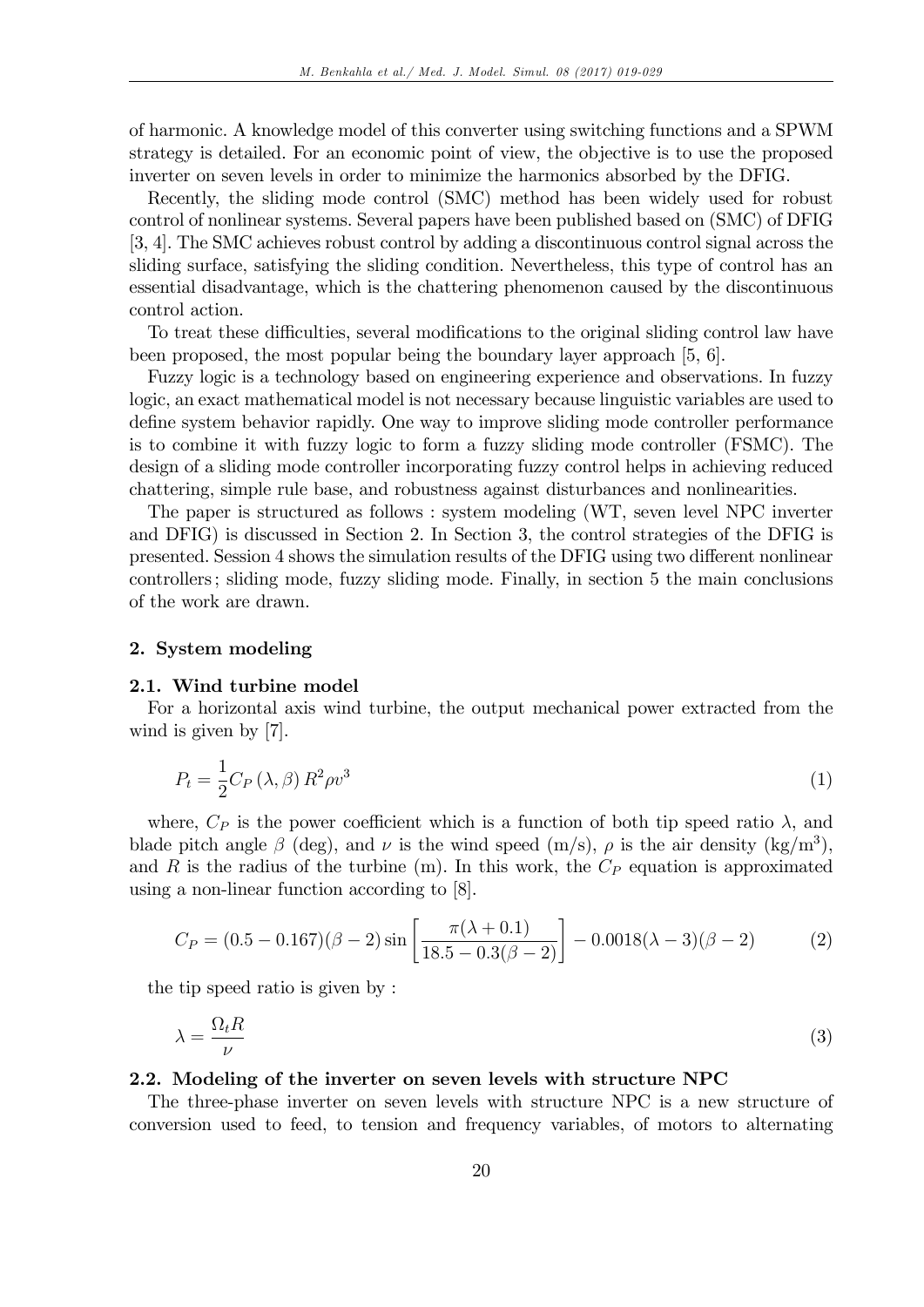of harmonic. A knowledge model of this converter using switching functions and a SPWM strategy is detailed. For an economic point of view, the objective is to use the proposed inverter on seven levels in order to minimize the harmonics absorbed by the DFIG.

Recently, the sliding mode control (SMC) method has been widely used for robust control of nonlinear systems. Several papers have been published based on (SMC) of DFIG [3, 4]. The SMC achieves robust control by adding a discontinuous control signal across the sliding surface, satisfying the sliding condition. Nevertheless, this type of control has an essential disadvantage, which is the chattering phenomenon caused by the discontinuous control action.

To treat these difficulties, several modifications to the original sliding control law have been proposed, the most popular being the boundary layer approach [5, 6].

Fuzzy logic is a technology based on engineering experience and observations. In fuzzy logic, an exact mathematical model is not necessary because linguistic variables are used to define system behavior rapidly. One way to improve sliding mode controller performance is to combine it with fuzzy logic to form a fuzzy sliding mode controller (FSMC). The design of a sliding mode controller incorporating fuzzy control helps in achieving reduced chattering, simple rule base, and robustness against disturbances and nonlinearities.

The paper is structured as follows : system modeling (WT, seven level NPC inverter and DFIG) is discussed in Section 2. In Section 3, the control strategies of the DFIG is presented. Session 4 shows the simulation results of the DFIG using two different nonlinear controllers ; sliding mode, fuzzy sliding mode. Finally, in section 5 the main conclusions of the work are drawn.

## 2. System modeling

### 2.1. Wind turbine model

For a horizontal axis wind turbine, the output mechanical power extracted from the wind is given by [7].

$$P_t = \frac{1}{2} C_P(\lambda, \beta) R^2 \rho v^3 \tag{1}$$

where, $C_P$ is the power coefficient which is a function of both tip speed ratio $\lambda$, and blade pitch angle $\beta$ (deg), and $\nu$ is the wind speed (m/s), $\rho$ is the air density (kg/m$^3$), and $R$ is the radius of the turbine (m). In this work, the $C_P$ equation is approximated using a non-linear function according to [8].

$$C_P = (0.5 - 0.167)(\beta - 2)\sin\left[\frac{\pi(\lambda + 0.1)}{18.5 - 0.3(\beta - 2)}\right] - 0.0018(\lambda - 3)(\beta - 2) \tag{2}$$

the tip speed ratio is given by :

$$\lambda = \frac{\Omega_t R}{\nu} \tag{3}$$

### 2.2. Modeling of the inverter on seven levels with structure NPC

The three-phase inverter on seven levels with structure NPC is a new structure of conversion used to feed, to tension and frequency variables, of motors to alternating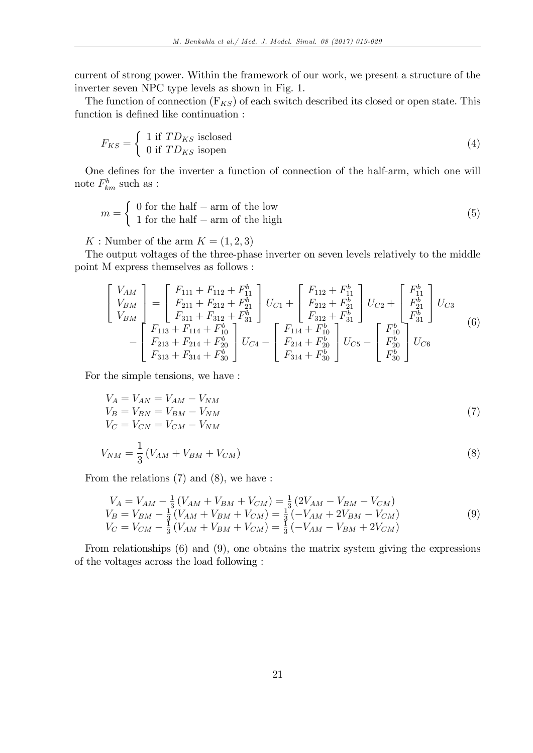current of strong power. Within the framework of our work, we present a structure of the inverter seven NPC type levels as shown in Fig. 1.

The function of connection ($F_{KS}$) of each switch described its closed or open state. This function is defined like continuation :

$$F_{KS} = \begin{cases} 1 \text{ if } TD_{KS} \text{ isclosed} \\ 0 \text{ if } TD_{KS} \text{ isopen} \end{cases} \tag{4}$$

One defines for the inverter a function of connection of the half-arm, which one will note $F_{km}^{b}$ such as :

$$m = \begin{cases} 0 \text{ for the half} - \text{arm of the low} \\ 1 \text{ for the half} - \text{arm of the high} \end{cases} \tag{5}$$

$K$ : Number of the arm $K = (1, 2, 3)$

The output voltages of the three-phase inverter on seven levels relatively to the middle point M express themselves as follows :

$$\begin{aligned} \begin{bmatrix} V_{AM} \\ V_{BM} \\ V_{BM} \end{bmatrix} = \begin{bmatrix} F_{111} + F_{112} + F_{11}^{b} \\ F_{211} + F_{212} + F_{21}^{b} \\ F_{311} + F_{312} + F_{31}^{b} \end{bmatrix} U_{C1} + \begin{bmatrix} F_{112} + F_{11}^{b} \\ F_{212} + F_{21}^{b} \\ F_{312} + F_{31}^{b} \end{bmatrix} U_{C2} + \begin{bmatrix} F_{11}^{b} \\ F_{21}^{b} \\ F_{31}^{b} \end{bmatrix} U_{C3} \\ - \begin{bmatrix} F_{113} + F_{114} + F_{10}^{b} \\ F_{213} + F_{214} + F_{20}^{b} \\ F_{313} + F_{314} + F_{30}^{b} \end{bmatrix} U_{C4} - \begin{bmatrix} F_{114} + F_{10}^{b} \\ F_{214} + F_{20}^{b} \\ F_{314} + F_{30}^{b} \end{bmatrix} U_{C5} - \begin{bmatrix} F_{10}^{b} \\ F_{20}^{b} \\ F_{30}^{b} \end{bmatrix} U_{C6} \end{aligned} \tag{6}$$

For the simple tensions, we have :

$$\begin{aligned} V_A &= V_{AN} = V_{AM} - V_{NM} \\ V_B &= V_{BN} = V_{BM} - V_{NM} \\ V_C &= V_{CN} = V_{CM} - V_{NM} \end{aligned} \tag{7}$$

$$V_{NM} = \frac{1}{3}\left(V_{AM} + V_{BM} + V_{CM}\right) \tag{8}$$

From the relations (7) and (8), we have :

$$\begin{aligned} V_A &= V_{AM} - \tfrac{1}{3}\left(V_{AM} + V_{BM} + V_{CM}\right) = \tfrac{1}{3}\left(2V_{AM} - V_{BM} - V_{CM}\right) \\ V_B &= V_{BM} - \tfrac{1}{3}\left(V_{AM} + V_{BM} + V_{CM}\right) = \tfrac{1}{3}\left(-V_{AM} + 2V_{BM} - V_{CM}\right) \\ V_C &= V_{CM} - \tfrac{1}{3}\left(V_{AM} + V_{BM} + V_{CM}\right) = \tfrac{1}{3}\left(-V_{AM} - V_{BM} + 2V_{CM}\right) \end{aligned} \tag{9}$$

From relationships (6) and (9), one obtains the matrix system giving the expressions of the voltages across the load following :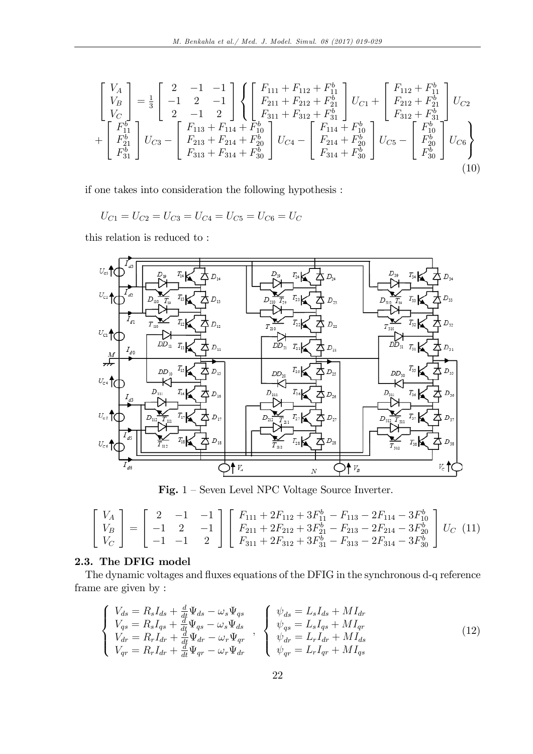$$
\begin{bmatrix} V_A \\ V_B \\ V_C \end{bmatrix} = \frac{1}{3} \begin{bmatrix} 2 & -1 & -1 \\ -1 & 2 & -1 \\ 2 & -1 & 2 \end{bmatrix} \left\{ \begin{bmatrix} F_{111} + F_{112} + F_{11}^b \\ F_{211} + F_{212} + F_{21}^b \\ F_{311} + F_{312} + F_{31}^b \end{bmatrix} U_{C1} + \begin{bmatrix} F_{112} + F_{11}^b \\ F_{212} + F_{21}^b \\ F_{312} + F_{31}^b \end{bmatrix} U_{C2} \right.
$$

$$
\left. + \begin{bmatrix} F_{11}^b \\ F_{21}^b \\ F_{31}^b \end{bmatrix} U_{C3} - \begin{bmatrix} F_{113} + F_{114} + F_{10}^b \\ F_{213} + F_{214} + F_{20}^b \\ F_{313} + F_{314} + F_{30}^b \end{bmatrix} U_{C4} - \begin{bmatrix} F_{114} + F_{10}^b \\ F_{214} + F_{20}^b \\ F_{314} + F_{30}^b \end{bmatrix} U_{C5} - \begin{bmatrix} F_{10}^b \\ F_{20}^b \\ F_{30}^b \end{bmatrix} U_{C6} \right\} \tag{10}
$$

if one takes into consideration the following hypothesis :

$$
U_{C1} = U_{C2} = U_{C3} = U_{C4} = U_{C5} = U_{C6} = U_C
$$

this relation is reduced to :

**Fig.** 1 – Seven Level NPC Voltage Source Inverter.

$$
\begin{bmatrix} V_A \\ V_B \\ V_C \end{bmatrix} = \begin{bmatrix} 2 & -1 & -1 \\ -1 & 2 & -1 \\ -1 & -1 & 2 \end{bmatrix} \begin{bmatrix} F_{111} + 2F_{112} + 3F_{11}^b - F_{113} - 2F_{114} - 3F_{10}^b \\ F_{211} + 2F_{212} + 3F_{21}^b - F_{213} - 2F_{214} - 3F_{20}^b \\ F_{311} + 2F_{312} + 3F_{31}^b - F_{313} - 2F_{314} - 3F_{30}^b \end{bmatrix} U_C \tag{11}
$$

### 2.3. The DFIG model

The dynamic voltages and fluxes equations of the DFIG in the synchronous d-q reference frame are given by :

$$
\begin{cases} V_{ds} = R_s I_{ds} + \frac{d}{dt}\Psi_{ds} - \omega_s \Psi_{qs} \\ V_{qs} = R_s I_{qs} + \frac{d}{dt}\Psi_{qs} - \omega_s \Psi_{ds} \\ V_{dr} = R_r I_{dr} + \frac{d}{dt}\Psi_{dr} - \omega_r \Psi_{qr} \\ V_{qr} = R_r I_{dr} + \frac{d}{dt}\Psi_{qr} - \omega_r \Psi_{dr} \end{cases}, \quad \begin{cases} \psi_{ds} = L_s I_{ds} + M I_{dr} \\ \psi_{qs} = L_s I_{qs} + M I_{qr} \\ \psi_{dr} = L_r I_{dr} + M I_{ds} \\ \psi_{qr} = L_r I_{qr} + M I_{qs} \end{cases} \tag{12}
$$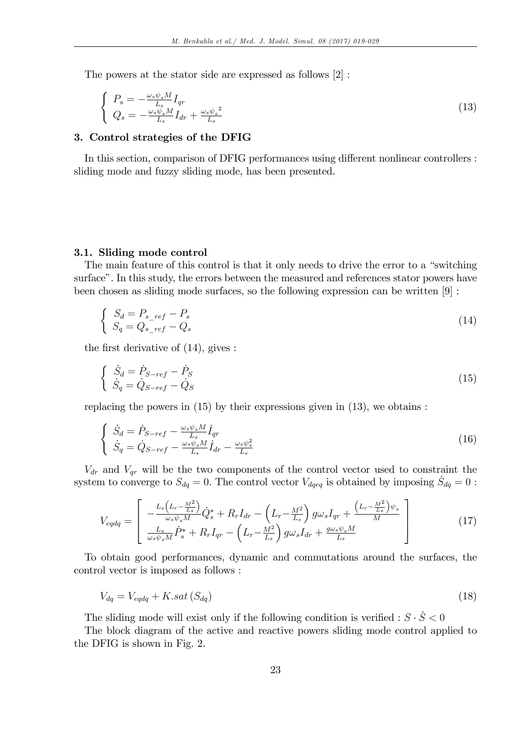The powers at the stator side are expressed as follows [2] :

$$
\begin{cases} P_s = -\frac{\omega_s \psi_s M}{L_s} I_{qr} \\ Q_s = -\frac{\omega_s \psi_s M}{L_s} I_{dr} + \frac{\omega_s {\psi_s}^2}{L_s} \end{cases} \tag{13}
$$

## 3. Control strategies of the DFIG

In this section, comparison of DFIG performances using different nonlinear controllers : sliding mode and fuzzy sliding mode, has been presented.

### 3.1. Sliding mode control

The main feature of this control is that it only needs to drive the error to a "switching surface". In this study, the errors between the measured and references stator powers have been chosen as sliding mode surfaces, so the following expression can be written [9] :

$$
\begin{cases} S_d = P_{s\_ref} - P_s \\ S_q = Q_{s\_ref} - Q_s \end{cases} \tag{14}
$$

the first derivative of (14), gives :

$$
\begin{cases} \dot{S}_d = \dot{P}_{S-ref} - \dot{P}_S \\ \dot{S}_q = \dot{Q}_{S-ref} - \dot{Q}_S \end{cases} \tag{15}
$$

replacing the powers in (15) by their expressions given in (13), we obtains :

$$
\begin{cases} \dot{S}_d = \dot{P}_{S-ref} - \frac{\omega_s \psi_s M}{L_s} \dot{I}_{qr} \\ \dot{S}_q = \dot{Q}_{S-ref} - \frac{\omega_s \psi_s M}{L_s} \dot{I}_{dr} - \frac{\omega_s \psi_s^2}{L_s} \end{cases} \tag{16}
$$

$V_{dr}$ and $V_{qr}$ will be the two components of the control vector used to constraint the system to converge to $S_{dq} = 0$. The control vector $V_{dqeq}$ is obtained by imposing $\dot{S}_{dq} = 0$ :

$$
V_{eqdq} = \begin{bmatrix} -\frac{L_s\left(L_r - \frac{M^2}{L_s}\right)}{\omega_s \psi_s M} \dot{Q}_s^* + R_r I_{dr} - \left(L_r - \frac{M^2}{L_s}\right) g\omega_s I_{qr} + \frac{\left(L_r - \frac{M^2}{L_s}\right)\psi_s}{M} \\ \frac{L_s}{\omega_s \psi_s M} \dot{P}_s^* + R_r I_{qr} - \left(L_r - \frac{M^2}{L_s}\right) g\omega_s I_{dr} + \frac{g\omega_s \psi_s M}{L_s} \end{bmatrix} \tag{17}
$$

To obtain good performances, dynamic and commutations around the surfaces, the control vector is imposed as follows :

$$
V_{dq} = V_{eqdq} + K.sat\left(S_{dq}\right) \tag{18}
$$

The sliding mode will exist only if the following condition is verified : $S \cdot \dot{S} < 0$

The block diagram of the active and reactive powers sliding mode control applied to the DFIG is shown in Fig. 2.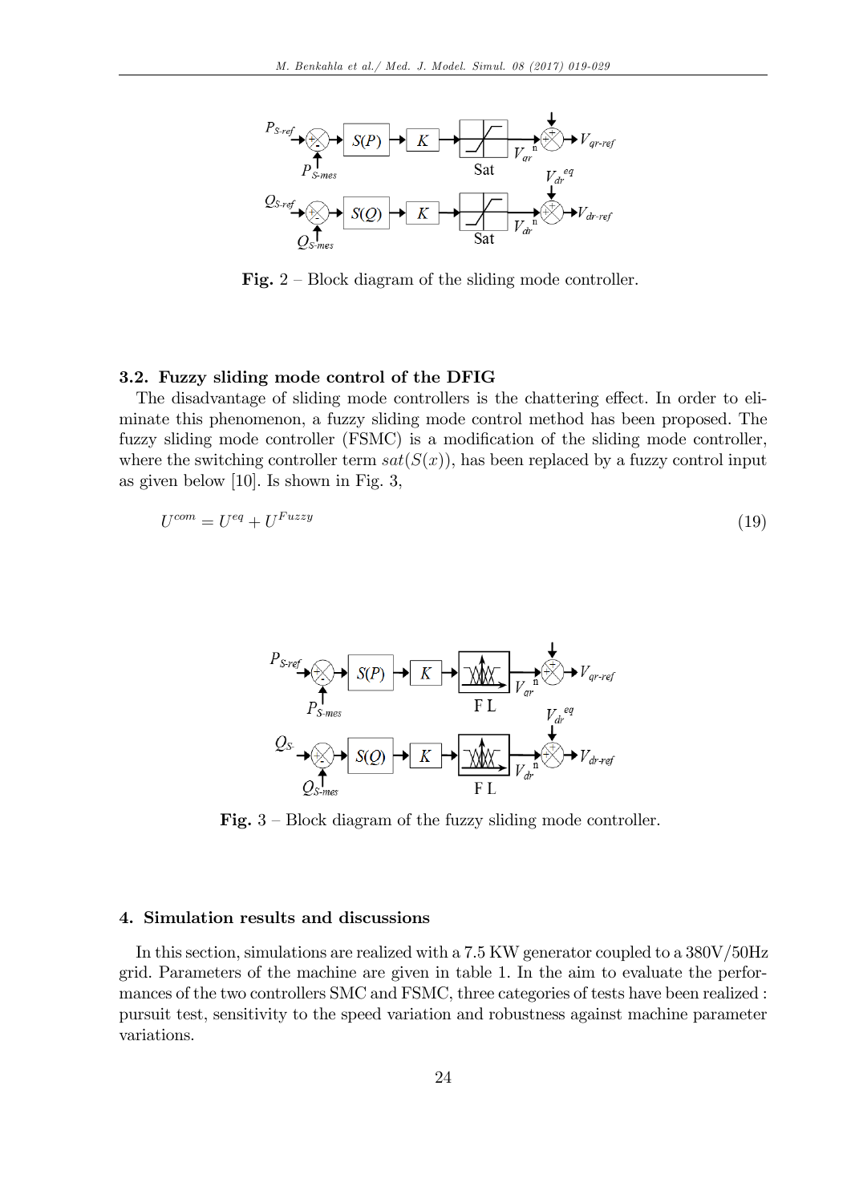Fig. 2 – Block diagram of the sliding mode controller.

### 3.2. Fuzzy sliding mode control of the DFIG

The disadvantage of sliding mode controllers is the chattering effect. In order to eliminate this phenomenon, a fuzzy sliding mode control method has been proposed. The fuzzy sliding mode controller (FSMC) is a modification of the sliding mode controller, where the switching controller term $sat(S(x))$, has been replaced by a fuzzy control input as given below [10]. Is shown in Fig. 3,

$$U^{com} = U^{eq} + U^{Fuzzy} \tag{19}$$

Fig. 3 – Block diagram of the fuzzy sliding mode controller.

## 4. Simulation results and discussions

In this section, simulations are realized with a 7.5 KW generator coupled to a 380V/50Hz grid. Parameters of the machine are given in table 1. In the aim to evaluate the performances of the two controllers SMC and FSMC, three categories of tests have been realized : pursuit test, sensitivity to the speed variation and robustness against machine parameter variations.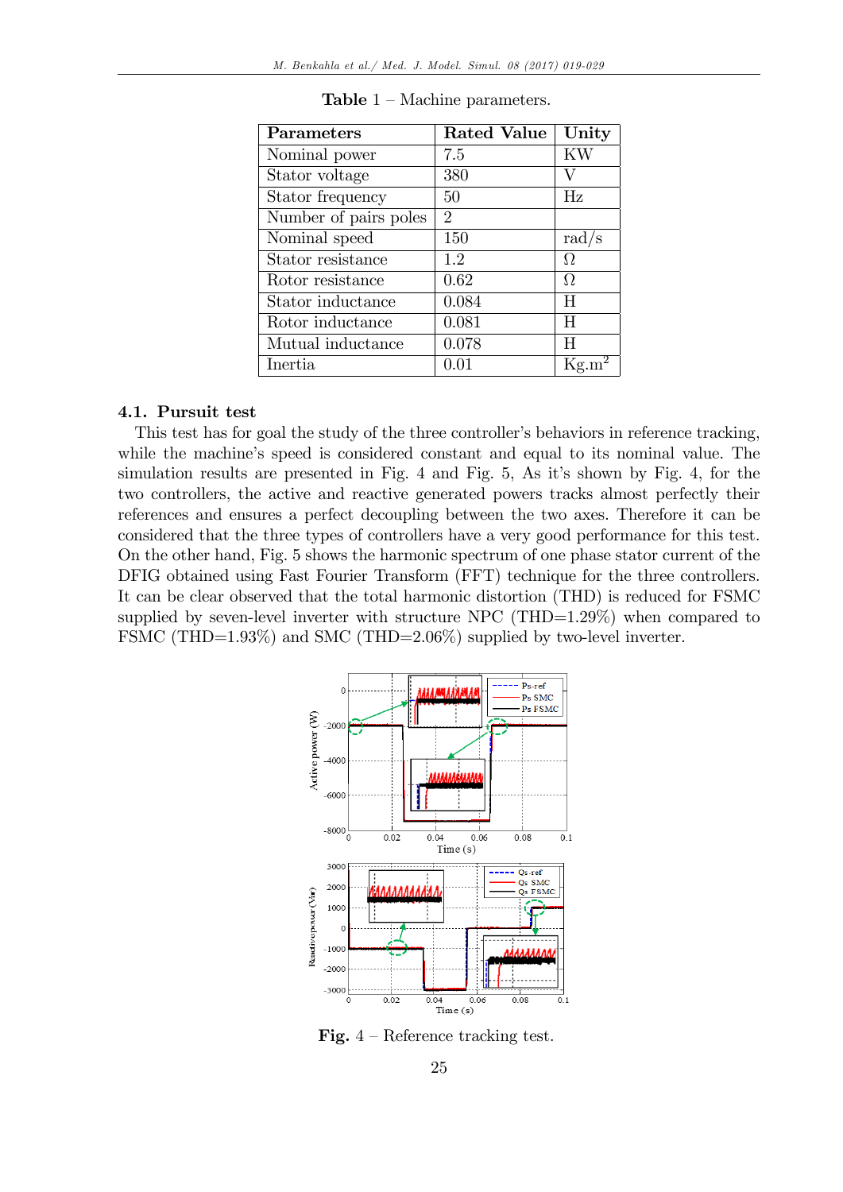**Table 1** – Machine parameters.

| Parameters | Rated Value | Unity |
|---|---|---|
| Nominal power | 7.5 | KW |
| Stator voltage | 380 | V |
| Stator frequency | 50 | Hz |
| Number of pairs poles | 2 | |
| Nominal speed | 150 | rad/s |
| Stator resistance | 1.2 | Ω |
| Rotor resistance | 0.62 | Ω |
| Stator inductance | 0.084 | H |
| Rotor inductance | 0.081 | H |
| Mutual inductance | 0.078 | H |
| Inertia | 0.01 | $Kg.m^2$ |

### 4.1. Pursuit test

This test has for goal the study of the three controller's behaviors in reference tracking, while the machine's speed is considered constant and equal to its nominal value. The simulation results are presented in Fig. 4 and Fig. 5, As it's shown by Fig. 4, for the two controllers, the active and reactive generated powers tracks almost perfectly their references and ensures a perfect decoupling between the two axes. Therefore it can be considered that the three types of controllers have a very good performance for this test. On the other hand, Fig. 5 shows the harmonic spectrum of one phase stator current of the DFIG obtained using Fast Fourier Transform (FFT) technique for the three controllers. It can be clear observed that the total harmonic distortion (THD) is reduced for FSMC supplied by seven-level inverter with structure NPC (THD=1.29%) when compared to FSMC (THD=1.93%) and SMC (THD=2.06%) supplied by two-level inverter.

**Fig.** 4 – Reference tracking test.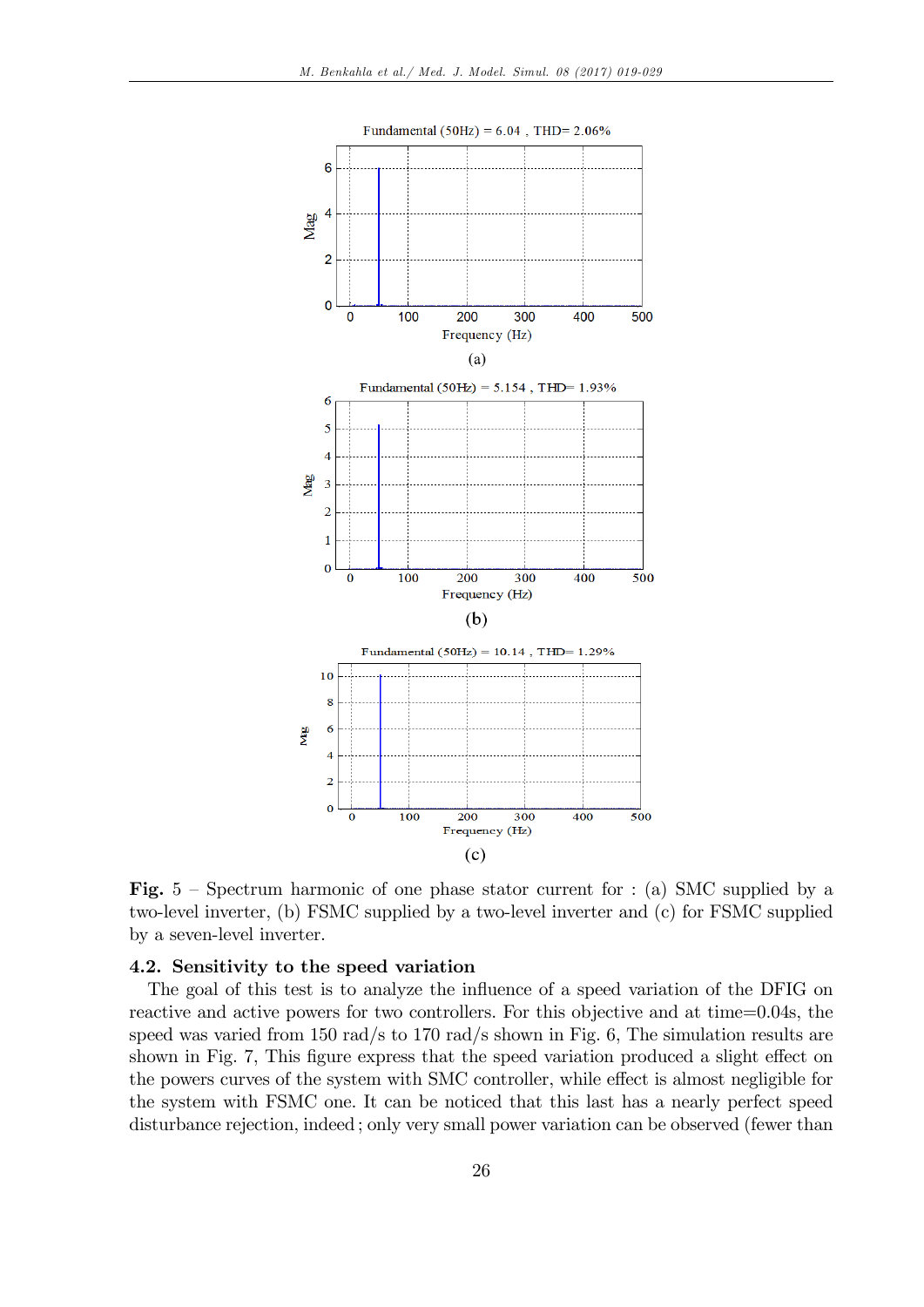Fundamental (50Hz) = 6.04 , THD= 2.06%

(a)

Fundamental (50Hz) = 5.154 , THD= 1.93%

(b)

Fundamental (50Hz) = 10.14 , THD= 1.29%

(c)

**Fig.** 5 – Spectrum harmonic of one phase stator current for : (a) SMC supplied by a two-level inverter, (b) FSMC supplied by a two-level inverter and (c) for FSMC supplied by a seven-level inverter.

### 4.2. Sensitivity to the speed variation

The goal of this test is to analyze the influence of a speed variation of the DFIG on reactive and active powers for two controllers. For this objective and at time=0.04s, the speed was varied from 150 rad/s to 170 rad/s shown in Fig. 6, The simulation results are shown in Fig. 7, This figure express that the speed variation produced a slight effect on the powers curves of the system with SMC controller, while effect is almost negligible for the system with FSMC one. It can be noticed that this last has a nearly perfect speed disturbance rejection, indeed ; only very small power variation can be observed (fewer than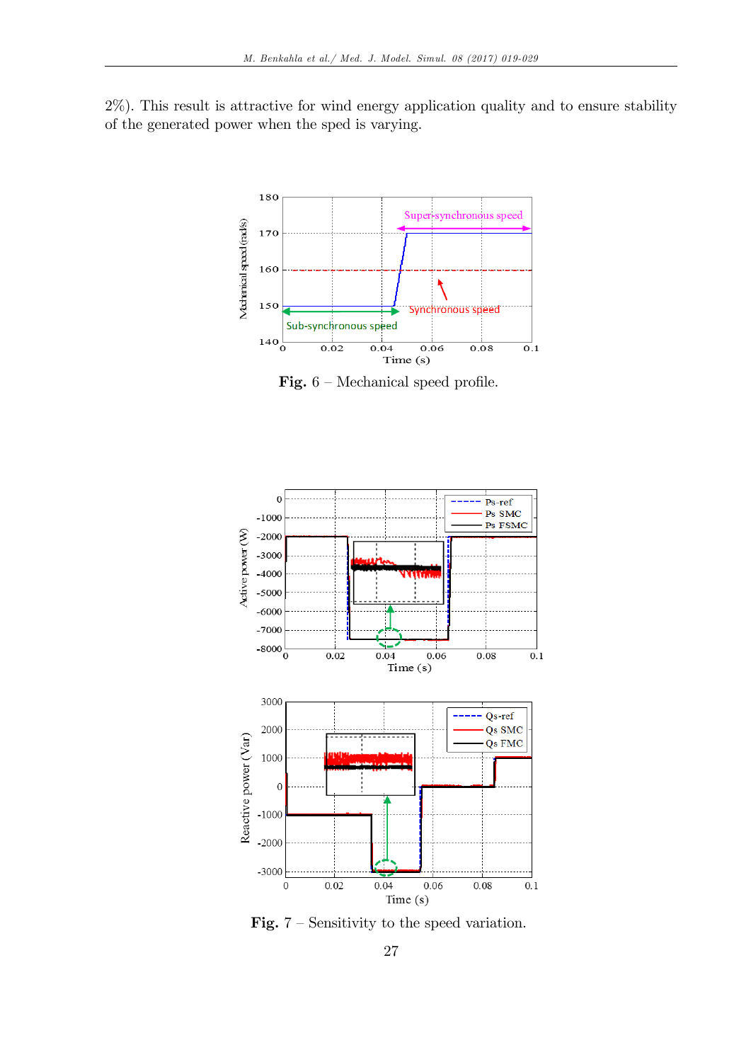2%). This result is attractive for wind energy application quality and to ensure stability of the generated power when the sped is varying.

**Fig.** 6 – Mechanical speed profile.

**Fig.** 7 – Sensitivity to the speed variation.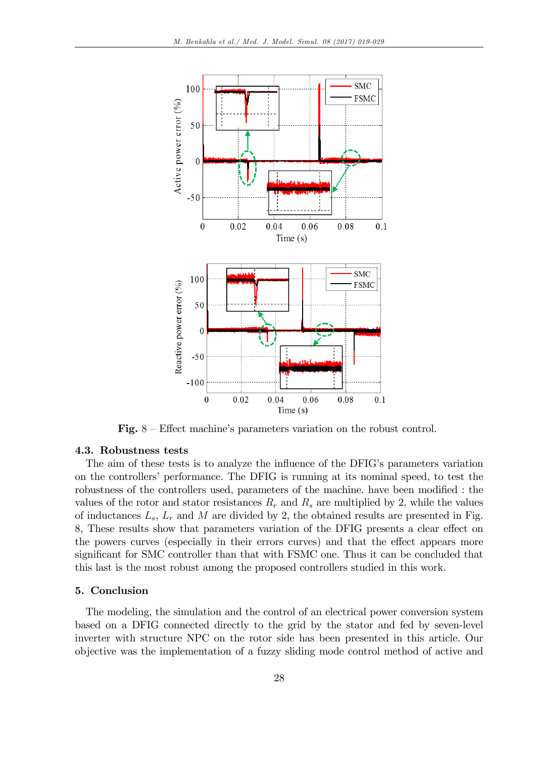Fig. 8 – Effect machine's parameters variation on the robust control.

### 4.3. Robustness tests

The aim of these tests is to analyze the influence of the DFIG's parameters variation on the controllers' performance. The DFIG is running at its nominal speed, to test the robustness of the controllers used, parameters of the machine. have been modified : the values of the rotor and stator resistances $R_r$ and $R_s$ are multiplied by 2, while the values of inductances $L_s$, $L_r$ and $M$ are divided by 2, the obtained results are presented in Fig. 8, These results show that parameters variation of the DFIG presents a clear effect on the powers curves (especially in their errors curves) and that the effect appears more significant for SMC controller than that with FSMC one. Thus it can be concluded that this last is the most robust among the proposed controllers studied in this work.

## 5. Conclusion

The modeling, the simulation and the control of an electrical power conversion system based on a DFIG connected directly to the grid by the stator and fed by seven-level inverter with structure NPC on the rotor side has been presented in this article. Our objective was the implementation of a fuzzy sliding mode control method of active and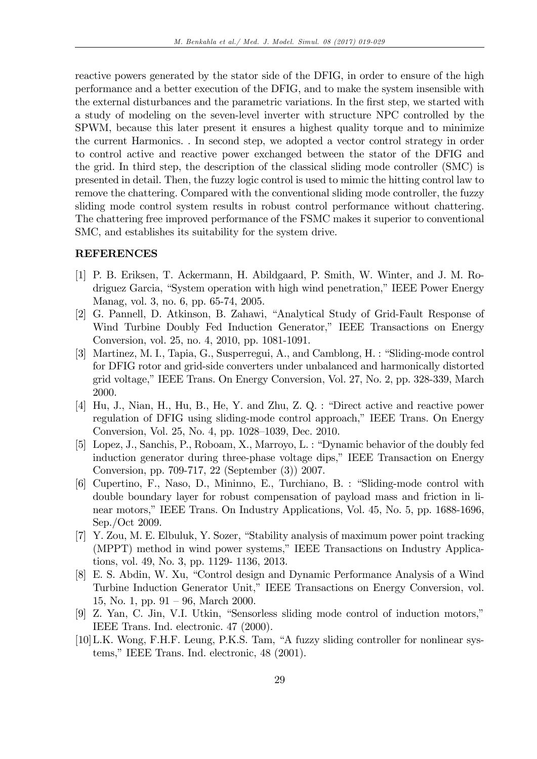reactive powers generated by the stator side of the DFIG, in order to ensure of the high performance and a better execution of the DFIG, and to make the system insensible with the external disturbances and the parametric variations. In the first step, we started with a study of modeling on the seven-level inverter with structure NPC controlled by the SPWM, because this later present it ensures a highest quality torque and to minimize the current Harmonics. . In second step, we adopted a vector control strategy in order to control active and reactive power exchanged between the stator of the DFIG and the grid. In third step, the description of the classical sliding mode controller (SMC) is presented in detail. Then, the fuzzy logic control is used to mimic the hitting control law to remove the chattering. Compared with the conventional sliding mode controller, the fuzzy sliding mode control system results in robust control performance without chattering. The chattering free improved performance of the FSMC makes it superior to conventional SMC, and establishes its suitability for the system drive.

## REFERENCES

[1] P. B. Eriksen, T. Ackermann, H. Abildgaard, P. Smith, W. Winter, and J. M. Rodriguez Garcia, "System operation with high wind penetration," IEEE Power Energy Manag, vol. 3, no. 6, pp. 65-74, 2005.

[2] G. Pannell, D. Atkinson, B. Zahawi, "Analytical Study of Grid-Fault Response of Wind Turbine Doubly Fed Induction Generator," IEEE Transactions on Energy Conversion, vol. 25, no. 4, 2010, pp. 1081-1091.

[3] Martinez, M. I., Tapia, G., Susperregui, A., and Camblong, H. : "Sliding-mode control for DFIG rotor and grid-side converters under unbalanced and harmonically distorted grid voltage," IEEE Trans. On Energy Conversion, Vol. 27, No. 2, pp. 328-339, March 2000.

[4] Hu, J., Nian, H., Hu, B., He, Y. and Zhu, Z. Q. : "Direct active and reactive power regulation of DFIG using sliding-mode control approach," IEEE Trans. On Energy Conversion, Vol. 25, No. 4, pp. 1028–1039, Dec. 2010.

[5] Lopez, J., Sanchis, P., Roboam, X., Marroyo, L. : "Dynamic behavior of the doubly fed induction generator during three-phase voltage dips," IEEE Transaction on Energy Conversion, pp. 709-717, 22 (September (3)) 2007.

[6] Cupertino, F., Naso, D., Mininno, E., Turchiano, B. : "Sliding-mode control with double boundary layer for robust compensation of payload mass and friction in linear motors," IEEE Trans. On Industry Applications, Vol. 45, No. 5, pp. 1688-1696, Sep./Oct 2009.

[7] Y. Zou, M. E. Elbuluk, Y. Sozer, "Stability analysis of maximum power point tracking (MPPT) method in wind power systems," IEEE Transactions on Industry Applications, vol. 49, No. 3, pp. 1129- 1136, 2013.

[8] E. S. Abdin, W. Xu, "Control design and Dynamic Performance Analysis of a Wind Turbine Induction Generator Unit," IEEE Transactions on Energy Conversion, vol. 15, No. 1, pp. 91 – 96, March 2000.

[9] Z. Yan, C. Jin, V.I. Utkin, "Sensorless sliding mode control of induction motors," IEEE Trans. Ind. electronic. 47 (2000).

[10] L.K. Wong, F.H.F. Leung, P.K.S. Tam, "A fuzzy sliding controller for nonlinear systems," IEEE Trans. Ind. electronic, 48 (2001).